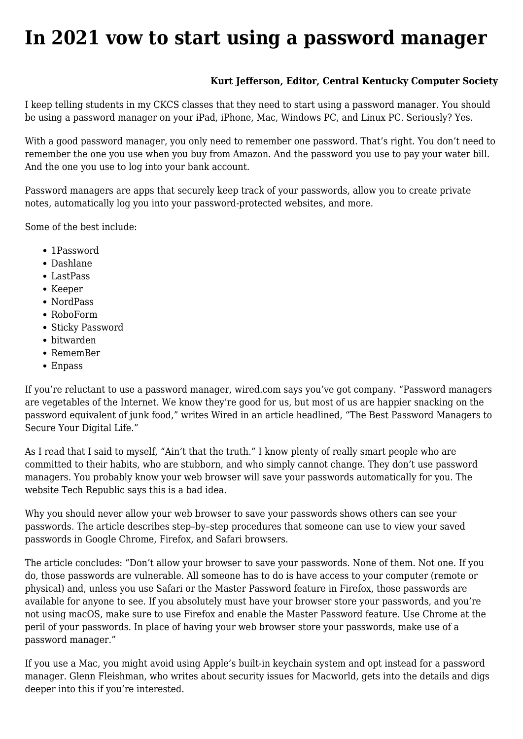# In 2021 vow to start using a password manager

**Kurt Jefferson, Editor, Central Kentucky Computer Society**

I keep telling students in my CKCS classes that they need to start using a password manager. You should be using a password manager on your iPad, iPhone, Mac, Windows PC, and Linux PC. Seriously? Yes.

With a good password manager, you only need to remember one password. That's right. You don't need to remember the one you use when you buy from Amazon. And the password you use to pay your water bill. And the one you use to log into your bank account.

Password managers are apps that securely keep track of your passwords, allow you to create private notes, automatically log you into your password-protected websites, and more.

Some of the best include:

- 1Password
- Dashlane
- LastPass
- Keeper
- NordPass
- RoboForm
- Sticky Password
- bitwarden
- RememBer
- Enpass

If you're reluctant to use a password manager, wired.com says you've got company. "Password managers are vegetables of the Internet. We know they're good for us, but most of us are happier snacking on the password equivalent of junk food," writes Wired in an article headlined, "The Best Password Managers to Secure Your Digital Life."

As I read that I said to myself, "Ain't that the truth." I know plenty of really smart people who are committed to their habits, who are stubborn, and who simply cannot change. They don't use password managers. You probably know your web browser will save your passwords automatically for you. The website Tech Republic says this is a bad idea.

Why you should never allow your web browser to save your passwords shows others can see your passwords. The article describes step–by–step procedures that someone can use to view your saved passwords in Google Chrome, Firefox, and Safari browsers.

The article concludes: "Don't allow your browser to save your passwords. None of them. Not one. If you do, those passwords are vulnerable. All someone has to do is have access to your computer (remote or physical) and, unless you use Safari or the Master Password feature in Firefox, those passwords are available for anyone to see. If you absolutely must have your browser store your passwords, and you're not using macOS, make sure to use Firefox and enable the Master Password feature. Use Chrome at the peril of your passwords. In place of having your web browser store your passwords, make use of a password manager."

If you use a Mac, you might avoid using Apple's built-in keychain system and opt instead for a password manager. Glenn Fleishman, who writes about security issues for Macworld, gets into the details and digs deeper into this if you're interested.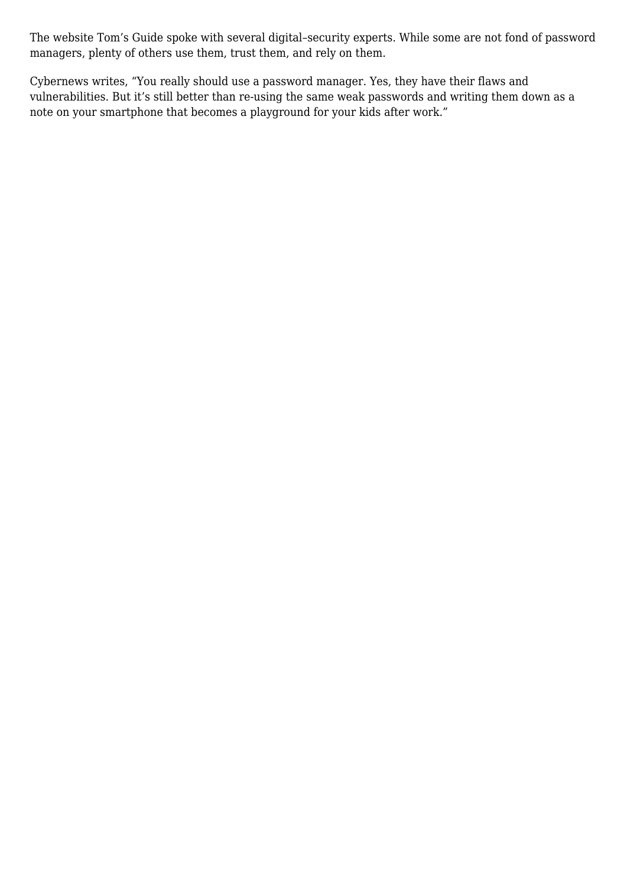The website Tom’s Guide spoke with several digital–security experts. While some are not fond of password managers, plenty of others use them, trust them, and rely on them.

Cybernews writes, “You really should use a password manager. Yes, they have their flaws and vulnerabilities. But it’s still better than re-using the same weak passwords and writing them down as a note on your smartphone that becomes a playground for your kids after work.”